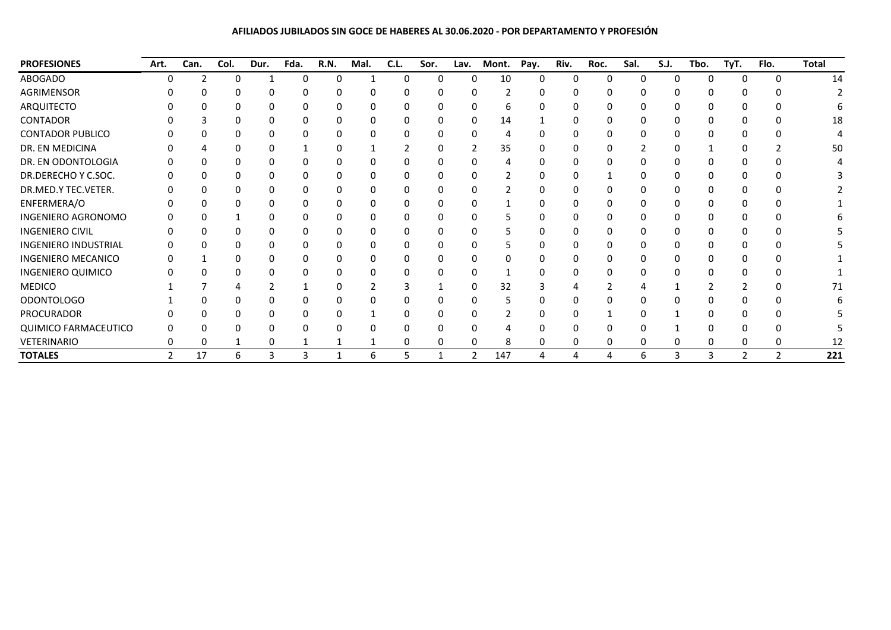**AFILIADOS JUBILADOS SIN GOCE DE HABERES AL 30.06.2020 - POR DEPARTAMENTO Y PROFESIÓN**

| PROFESIONES | Art. | Can. | Col. | Dur. | Fda. | R.N. | Mal. | C.L. | Sor. | Lav. | Mont. | Pay. | Riv. | Roc. | Sal. | S.J. | Tbo. | TyT. | Flo. | Total |
|---|---|---|---|---|---|---|---|---|---|---|---|---|---|---|---|---|---|---|---|---|
| ABOGADO | 0 | 2 | 0 | 1 | 0 | 0 | 1 | 0 | 0 | 0 | 10 | 0 | 0 | 0 | 0 | 0 | 0 | 0 | 0 | 14 |
| AGRIMENSOR | 0 | 0 | 0 | 0 | 0 | 0 | 0 | 0 | 0 | 0 | 2 | 0 | 0 | 0 | 0 | 0 | 0 | 0 | 0 | 2 |
| ARQUITECTO | 0 | 0 | 0 | 0 | 0 | 0 | 0 | 0 | 0 | 0 | 6 | 0 | 0 | 0 | 0 | 0 | 0 | 0 | 0 | 6 |
| CONTADOR | 0 | 3 | 0 | 0 | 0 | 0 | 0 | 0 | 0 | 0 | 14 | 1 | 0 | 0 | 0 | 0 | 0 | 0 | 0 | 18 |
| CONTADOR PUBLICO | 0 | 0 | 0 | 0 | 0 | 0 | 0 | 0 | 0 | 0 | 4 | 0 | 0 | 0 | 0 | 0 | 0 | 0 | 0 | 4 |
| DR. EN MEDICINA | 0 | 4 | 0 | 0 | 1 | 0 | 1 | 2 | 0 | 2 | 35 | 0 | 0 | 0 | 2 | 0 | 1 | 0 | 2 | 50 |
| DR. EN ODONTOLOGIA | 0 | 0 | 0 | 0 | 0 | 0 | 0 | 0 | 0 | 0 | 4 | 0 | 0 | 0 | 0 | 0 | 0 | 0 | 0 | 4 |
| DR.DERECHO Y C.SOC. | 0 | 0 | 0 | 0 | 0 | 0 | 0 | 0 | 0 | 0 | 2 | 0 | 0 | 1 | 0 | 0 | 0 | 0 | 0 | 3 |
| DR.MED.Y TEC.VETER. | 0 | 0 | 0 | 0 | 0 | 0 | 0 | 0 | 0 | 0 | 2 | 0 | 0 | 0 | 0 | 0 | 0 | 0 | 0 | 2 |
| ENFERMERA/O | 0 | 0 | 0 | 0 | 0 | 0 | 0 | 0 | 0 | 0 | 1 | 0 | 0 | 0 | 0 | 0 | 0 | 0 | 0 | 1 |
| INGENIERO AGRONOMO | 0 | 0 | 1 | 0 | 0 | 0 | 0 | 0 | 0 | 0 | 5 | 0 | 0 | 0 | 0 | 0 | 0 | 0 | 0 | 6 |
| INGENIERO CIVIL | 0 | 0 | 0 | 0 | 0 | 0 | 0 | 0 | 0 | 0 | 5 | 0 | 0 | 0 | 0 | 0 | 0 | 0 | 0 | 5 |
| INGENIERO INDUSTRIAL | 0 | 0 | 0 | 0 | 0 | 0 | 0 | 0 | 0 | 0 | 5 | 0 | 0 | 0 | 0 | 0 | 0 | 0 | 0 | 5 |
| INGENIERO MECANICO | 0 | 1 | 0 | 0 | 0 | 0 | 0 | 0 | 0 | 0 | 0 | 0 | 0 | 0 | 0 | 0 | 0 | 0 | 0 | 1 |
| INGENIERO QUIMICO | 0 | 0 | 0 | 0 | 0 | 0 | 0 | 0 | 0 | 0 | 1 | 0 | 0 | 0 | 0 | 0 | 0 | 0 | 0 | 1 |
| MEDICO | 1 | 7 | 4 | 2 | 1 | 0 | 2 | 3 | 1 | 0 | 32 | 3 | 4 | 2 | 4 | 1 | 2 | 2 | 0 | 71 |
| ODONTOLOGO | 1 | 0 | 0 | 0 | 0 | 0 | 0 | 0 | 0 | 0 | 5 | 0 | 0 | 0 | 0 | 0 | 0 | 0 | 0 | 6 |
| PROCURADOR | 0 | 0 | 0 | 0 | 0 | 0 | 1 | 0 | 0 | 0 | 2 | 0 | 0 | 1 | 0 | 1 | 0 | 0 | 0 | 5 |
| QUIMICO FARMACEUTICO | 0 | 0 | 0 | 0 | 0 | 0 | 0 | 0 | 0 | 0 | 4 | 0 | 0 | 0 | 0 | 1 | 0 | 0 | 0 | 5 |
| VETERINARIO | 0 | 0 | 1 | 0 | 1 | 1 | 1 | 0 | 0 | 0 | 8 | 0 | 0 | 0 | 0 | 0 | 0 | 0 | 0 | 12 |
| **TOTALES** | 2 | 17 | 6 | 3 | 3 | 1 | 6 | 5 | 1 | 2 | 147 | 4 | 4 | 4 | 6 | 3 | 3 | 2 | 2 | **221** |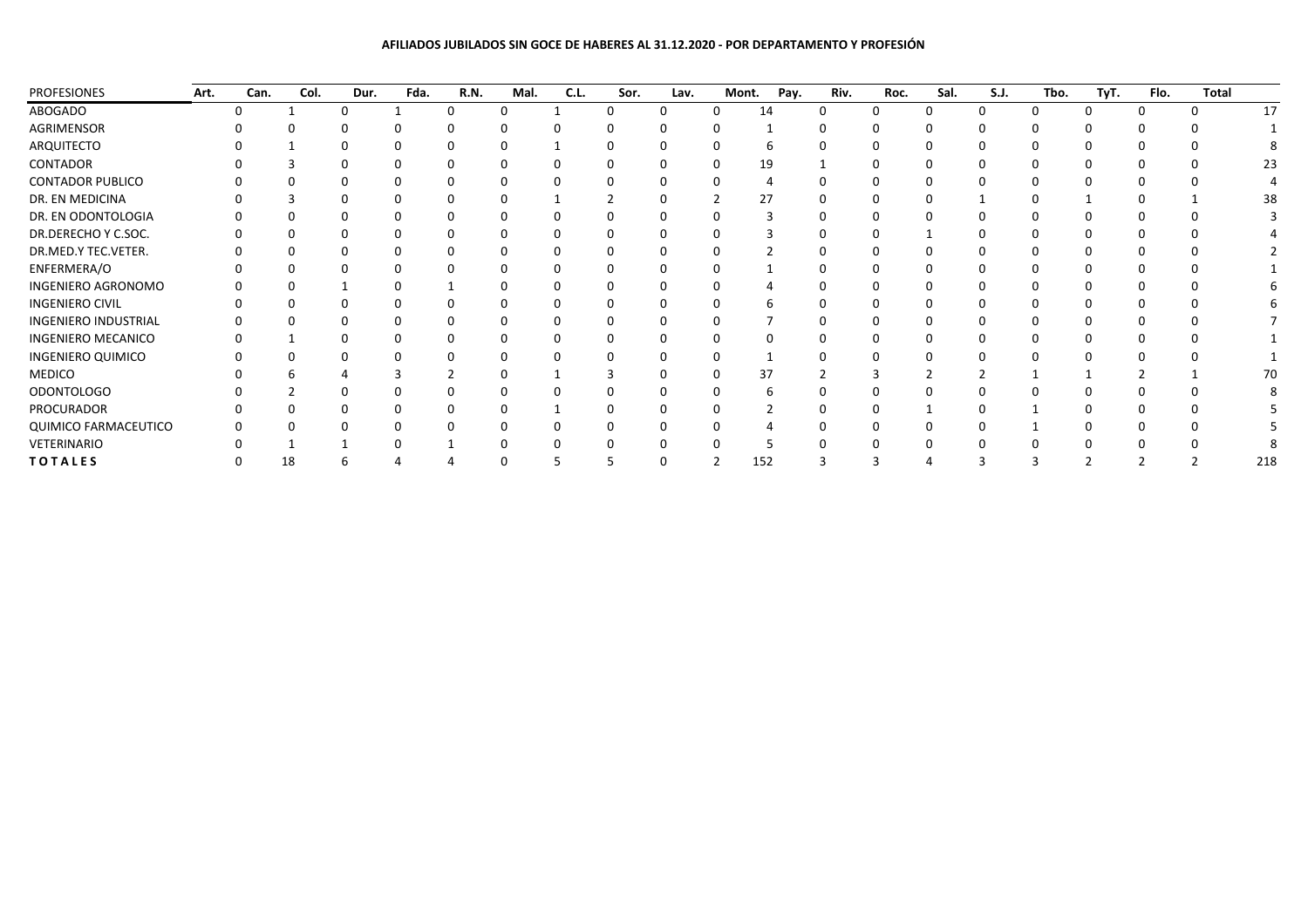**AFILIADOS JUBILADOS SIN GOCE DE HABERES AL 31.12.2020 - POR DEPARTAMENTO Y PROFESIÓN**

| PROFESIONES | Art. | Can. | Col. | Dur. | Fda. | R.N. | Mal. | C.L. | Sor. | Lav. | Mont. | Pay. | Riv. | Roc. | Sal. | S.J. | Tbo. | TyT. | Flo. | Total |
|---|---|---|---|---|---|---|---|---|---|---|---|---|---|---|---|---|---|---|---|---|
| ABOGADO | 0 | 1 | 0 | 1 | 0 | 0 | 1 | 0 | 0 | 0 | 14 | 0 | 0 | 0 | 0 | 0 | 0 | 0 | 0 | 17 |
| AGRIMENSOR | 0 | 0 | 0 | 0 | 0 | 0 | 0 | 0 | 0 | 0 | 1 | 0 | 0 | 0 | 0 | 0 | 0 | 0 | 0 | 1 |
| ARQUITECTO | 0 | 1 | 0 | 0 | 0 | 0 | 1 | 0 | 0 | 0 | 6 | 0 | 0 | 0 | 0 | 0 | 0 | 0 | 0 | 8 |
| CONTADOR | 0 | 3 | 0 | 0 | 0 | 0 | 0 | 0 | 0 | 0 | 19 | 1 | 0 | 0 | 0 | 0 | 0 | 0 | 0 | 23 |
| CONTADOR PUBLICO | 0 | 0 | 0 | 0 | 0 | 0 | 0 | 0 | 0 | 0 | 4 | 0 | 0 | 0 | 0 | 0 | 0 | 0 | 0 | 4 |
| DR. EN MEDICINA | 0 | 3 | 0 | 0 | 0 | 0 | 1 | 2 | 0 | 2 | 27 | 0 | 0 | 0 | 1 | 0 | 1 | 0 | 1 | 38 |
| DR. EN ODONTOLOGIA | 0 | 0 | 0 | 0 | 0 | 0 | 0 | 0 | 0 | 0 | 3 | 0 | 0 | 0 | 0 | 0 | 0 | 0 | 0 | 3 |
| DR.DERECHO Y C.SOC. | 0 | 0 | 0 | 0 | 0 | 0 | 0 | 0 | 0 | 0 | 3 | 0 | 0 | 1 | 0 | 0 | 0 | 0 | 0 | 4 |
| DR.MED.Y TEC.VETER. | 0 | 0 | 0 | 0 | 0 | 0 | 0 | 0 | 0 | 0 | 2 | 0 | 0 | 0 | 0 | 0 | 0 | 0 | 0 | 2 |
| ENFERMERA/O | 0 | 0 | 0 | 0 | 0 | 0 | 0 | 0 | 0 | 0 | 1 | 0 | 0 | 0 | 0 | 0 | 0 | 0 | 0 | 1 |
| INGENIERO AGRONOMO | 0 | 0 | 1 | 0 | 1 | 0 | 0 | 0 | 0 | 0 | 4 | 0 | 0 | 0 | 0 | 0 | 0 | 0 | 0 | 6 |
| INGENIERO CIVIL | 0 | 0 | 0 | 0 | 0 | 0 | 0 | 0 | 0 | 0 | 6 | 0 | 0 | 0 | 0 | 0 | 0 | 0 | 0 | 6 |
| INGENIERO INDUSTRIAL | 0 | 0 | 0 | 0 | 0 | 0 | 0 | 0 | 0 | 0 | 7 | 0 | 0 | 0 | 0 | 0 | 0 | 0 | 0 | 7 |
| INGENIERO MECANICO | 0 | 1 | 0 | 0 | 0 | 0 | 0 | 0 | 0 | 0 | 0 | 0 | 0 | 0 | 0 | 0 | 0 | 0 | 0 | 1 |
| INGENIERO QUIMICO | 0 | 0 | 0 | 0 | 0 | 0 | 0 | 0 | 0 | 0 | 1 | 0 | 0 | 0 | 0 | 0 | 0 | 0 | 0 | 1 |
| MEDICO | 0 | 6 | 4 | 3 | 2 | 0 | 1 | 3 | 0 | 0 | 37 | 2 | 3 | 2 | 2 | 1 | 1 | 2 | 1 | 70 |
| ODONTOLOGO | 0 | 2 | 0 | 0 | 0 | 0 | 0 | 0 | 0 | 0 | 6 | 0 | 0 | 0 | 0 | 0 | 0 | 0 | 0 | 8 |
| PROCURADOR | 0 | 0 | 0 | 0 | 0 | 0 | 1 | 0 | 0 | 0 | 2 | 0 | 0 | 1 | 0 | 1 | 0 | 0 | 0 | 5 |
| QUIMICO FARMACEUTICO | 0 | 0 | 0 | 0 | 0 | 0 | 0 | 0 | 0 | 0 | 4 | 0 | 0 | 0 | 0 | 1 | 0 | 0 | 0 | 5 |
| VETERINARIO | 0 | 1 | 1 | 0 | 1 | 0 | 0 | 0 | 0 | 0 | 5 | 0 | 0 | 0 | 0 | 0 | 0 | 0 | 0 | 8 |
| **T O T A L E S** | 0 | 18 | 6 | 4 | 4 | 0 | 5 | 5 | 0 | 2 | 152 | 3 | 3 | 4 | 3 | 3 | 2 | 2 | 2 | 218 |